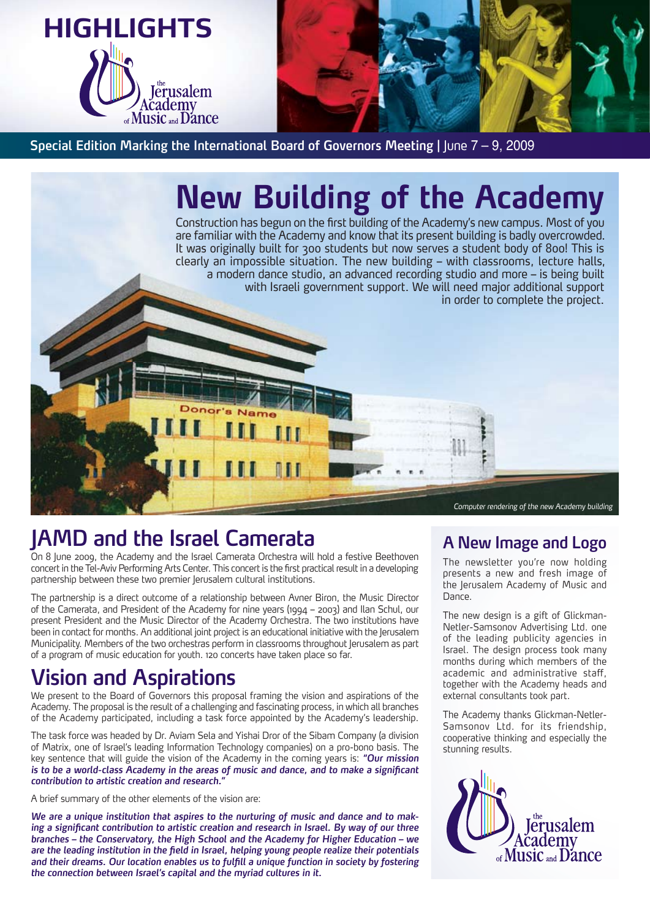# HIGHLIGHTS

the Jerusalem Academy of Music and Dance

**Special Edition Marking the International Board of Governors Meeting** | June 7 – 9, 2009

# New Building of the Academy

Construction has begun on the first building of the Academy's new campus. Most of you are familiar with the Academy and know that its present building is badly overcrowded. It was originally built for 300 students but now serves a student body of 800! This is clearly an impossible situation. The new building – with classrooms, lecture halls, a modern dance studio, an advanced recording studio and more – is being built with Israeli government support. We will need major additional support in order to complete the project.

*Computer rendering of the new Academy building*

## JAMD and the Israel Camerata

On 8 June 2009, the Academy and the Israel Camerata Orchestra will hold a festive Beethoven concert in the Tel-Aviv Performing Arts Center. This concert is the first practical result in a developing partnership between these two premier Jerusalem cultural institutions.

The partnership is a direct outcome of a relationship between Avner Biron, the Music Director of the Camerata, and President of the Academy for nine years (1994 – 2003) and Ilan Schul, our present President and the Music Director of the Academy Orchestra. The two institutions have been in contact for months. An additional joint project is an educational initiative with the Jerusalem Municipality. Members of the two orchestras perform in classrooms throughout Jerusalem as part of a program of music education for youth. 120 concerts have taken place so far.

## Vision and Aspirations

We present to the Board of Governors this proposal framing the vision and aspirations of the Academy. The proposal is the result of a challenging and fascinating process, in which all branches of the Academy participated, including a task force appointed by the Academy's leadership.

The task force was headed by Dr. Aviam Sela and Yishai Dror of the Sibam Company (a division of Matrix, one of Israel's leading Information Technology companies) on a pro-bono basis. The key sentence that will guide the vision of the Academy in the coming years is: ***"Our mission is to be a world-class Academy in the areas of music and dance, and to make a significant contribution to artistic creation and research."***

A brief summary of the other elements of the vision are:

***We are a unique institution that aspires to the nurturing of music and dance and to making a significant contribution to artistic creation and research in Israel. By way of our three branches – the Conservatory, the High School and the Academy for Higher Education – we are the leading institution in the field in Israel, helping young people realize their potentials and their dreams. Our location enables us to fulfill a unique function in society by fostering the connection between Israel's capital and the myriad cultures in it.***

## A New Image and Logo

The newsletter you're now holding presents a new and fresh image of the Jerusalem Academy of Music and Dance.

The new design is a gift of Glickman-Netler-Samsonov Advertising Ltd. one of the leading publicity agencies in Israel. The design process took many months during which members of the academic and administrative staff, together with the Academy heads and external consultants took part.

The Academy thanks Glickman-Netler-Samsonov Ltd. for its friendship, cooperative thinking and especially the stunning results.

the Jerusalem Academy of Music and Dance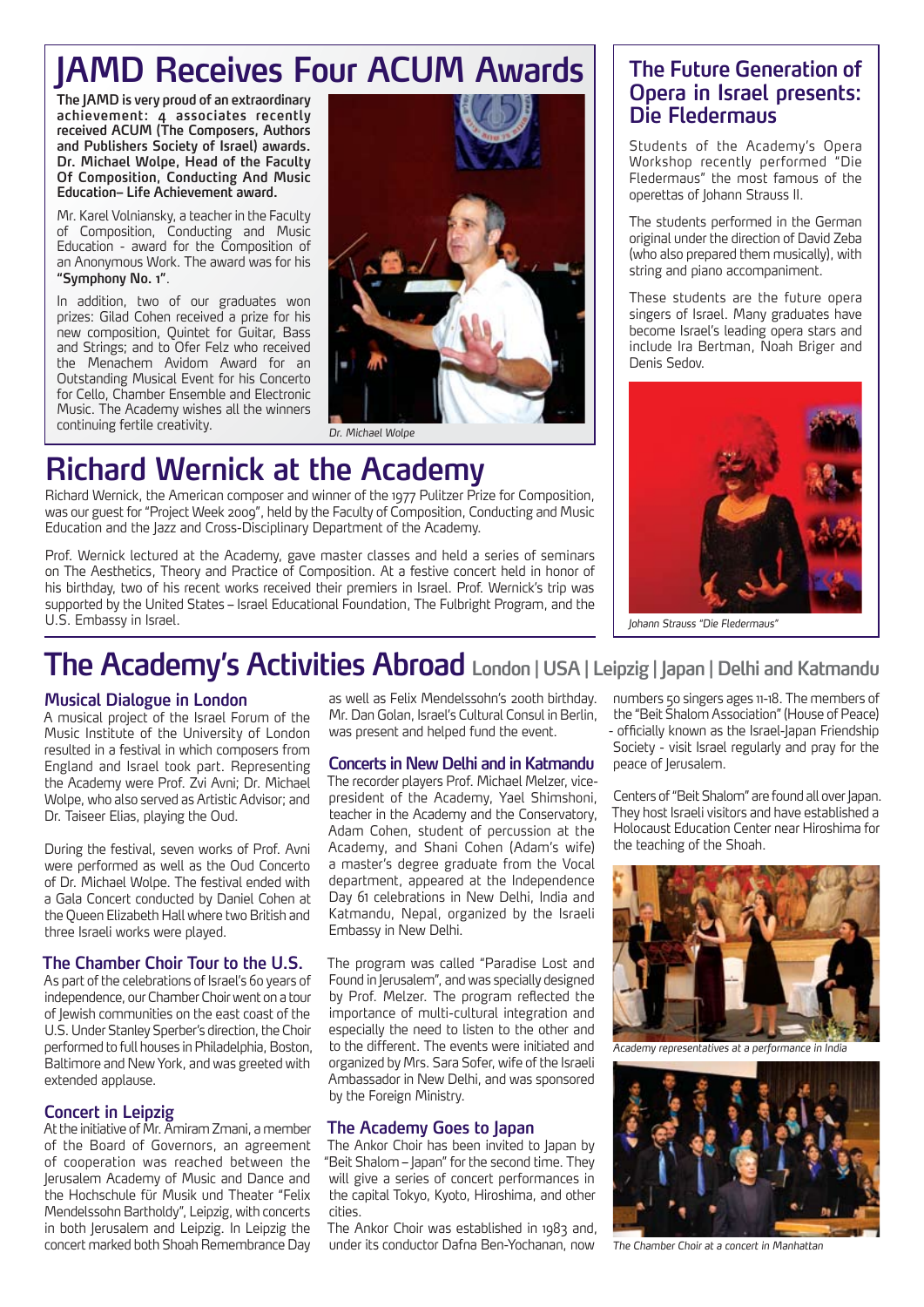# JAMD Receives Four ACUM Awards

**The JAMD is very proud of an extraordinary achievement: 4 associates recently received ACUM (The Composers, Authors and Publishers Society of Israel) awards. Dr. Michael Wolpe, Head of the Faculty Of Composition, Conducting And Music Education– Life Achievement award.**

Mr. Karel Volniansky, a teacher in the Faculty of Composition, Conducting and Music Education - award for the Composition of an Anonymous Work. The award was for his **"Symphony No. 1"**.

In addition, two of our graduates won prizes: Gilad Cohen received a prize for his new composition, Quintet for Guitar, Bass and Strings; and to Ofer Felz who received the Menachem Avidom Award for an Outstanding Musical Event for his Concerto for Cello, Chamber Ensemble and Electronic Music. The Academy wishes all the winners continuing fertile creativity.

*Dr. Michael Wolpe*

# Richard Wernick at the Academy

Richard Wernick, the American composer and winner of the 1977 Pulitzer Prize for Composition, was our guest for "Project Week 2009", held by the Faculty of Composition, Conducting and Music Education and the Jazz and Cross-Disciplinary Department of the Academy.

Prof. Wernick lectured at the Academy, gave master classes and held a series of seminars on The Aesthetics, Theory and Practice of Composition. At a festive concert held in honor of his birthday, two of his recent works received their premiers in Israel. Prof. Wernick's trip was supported by the United States – Israel Educational Foundation, The Fulbright Program, and the U.S. Embassy in Israel.

## The Future Generation of Opera in Israel presents: Die Fledermaus

Students of the Academy's Opera Workshop recently performed "Die Fledermaus" the most famous of the operettas of Johann Strauss II.

The students performed in the German original under the direction of David Zeba (who also prepared them musically), with string and piano accompaniment.

These students are the future opera singers of Israel. Many graduates have become Israel's leading opera stars and include Ira Bertman, Noah Briger and Denis Sedov.

*Johann Strauss "Die Fledermaus"*

# The Academy's Activities Abroad London | USA | Leipzig | Japan | Delhi and Katmandu

### Musical Dialogue in London

A musical project of the Israel Forum of the Music Institute of the University of London resulted in a festival in which composers from England and Israel took part. Representing the Academy were Prof. Zvi Avni; Dr. Michael Wolpe, who also served as Artistic Advisor; and Dr. Taiseer Elias, playing the Oud.

During the festival, seven works of Prof. Avni were performed as well as the Oud Concerto of Dr. Michael Wolpe. The festival ended with a Gala Concert conducted by Daniel Cohen at the Queen Elizabeth Hall where two British and three Israeli works were played.

### The Chamber Choir Tour to the U.S.

As part of the celebrations of Israel's 60 years of independence, our Chamber Choir went on a tour of Jewish communities on the east coast of the U.S. Under Stanley Sperber's direction, the Choir performed to full houses in Philadelphia, Boston, Baltimore and New York, and was greeted with extended applause.

### Concert in Leipzig

At the initiative of Mr. Amiram Zmani, a member of the Board of Governors, an agreement of cooperation was reached between the Jerusalem Academy of Music and Dance and the Hochschule für Musik und Theater "Felix Mendelssohn Bartholdy", Leipzig, with concerts in both Jerusalem and Leipzig. In Leipzig the concert marked both Shoah Remembrance Day as well as Felix Mendelssohn's 200th birthday. Mr. Dan Golan, Israel's Cultural Consul in Berlin, was present and helped fund the event.

### Concerts in New Delhi and in Katmandu

The recorder players Prof. Michael Melzer, vice-president of the Academy, Yael Shimshoni, teacher in the Academy and the Conservatory, Adam Cohen, student of percussion at the Academy, and Shani Cohen (Adam's wife) a master's degree graduate from the Vocal department, appeared at the Independence Day 61 celebrations in New Delhi, India and Katmandu, Nepal, organized by the Israeli Embassy in New Delhi.

The program was called "Paradise Lost and Found in Jerusalem", and was specially designed by Prof. Melzer. The program reflected the importance of multi-cultural integration and especially the need to listen to the other and to the different. The events were initiated and organized by Mrs. Sara Sofer, wife of the Israeli Ambassador in New Delhi, and was sponsored by the Foreign Ministry.

### The Academy Goes to Japan

The Ankor Choir has been invited to Japan by "Beit Shalom – Japan" for the second time. They will give a series of concert performances in the capital Tokyo, Kyoto, Hiroshima, and other cities.

The Ankor Choir was established in 1983 and, under its conductor Dafna Ben-Yochanan, now numbers 50 singers ages 11-18. The members of the "Beit Shalom Association" (House of Peace) - officially known as the Israel-Japan Friendship Society - visit Israel regularly and pray for the peace of Jerusalem.

Centers of "Beit Shalom" are found all over Japan. They host Israeli visitors and have established a Holocaust Education Center near Hiroshima for the teaching of the Shoah.

*Academy representatives at a performance in India*

*The Chamber Choir at a concert in Manhattan*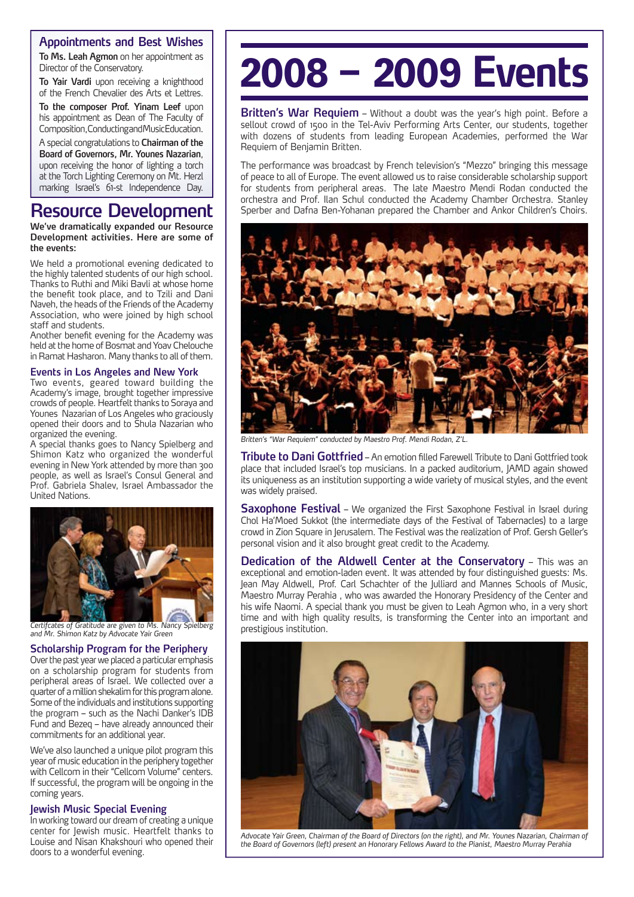## Appointments and Best Wishes

**To Ms. Leah Agmon** on her appointment as Director of the Conservatory.

**To Yair Vardi** upon receiving a knighthood of the French Chevalier des Arts et Lettres.

**To the composer Prof. Yinam Leef** upon his appointment as Dean of The Faculty of Composition,ConductingandMusicEducation.

A special congratulations to **Chairman of the Board of Governors, Mr. Younes Nazarian**, upon receiving the honor of lighting a torch at the Torch Lighting Ceremony on Mt. Herzl marking Israel's 61-st Independence Day.

# Resource Development

**We've dramatically expanded our Resource Development activities. Here are some of the events:**

We held a promotional evening dedicated to the highly talented students of our high school. Thanks to Ruthi and Miki Bavli at whose home the benefit took place, and to Tzili and Dani Naveh, the heads of the Friends of the Academy Association, who were joined by high school staff and students.
Another benefit evening for the Academy was held at the home of Bosmat and Yoav Chelouche in Ramat Hasharon. Many thanks to all of them.

### Events in Los Angeles and New York

Two events, geared toward building the Academy's image, brought together impressive crowds of people. Heartfelt thanks to Soraya and Younes Nazarian of Los Angeles who graciously opened their doors and to Shula Nazarian who organized the evening.
A special thanks goes to Nancy Spielberg and Shimon Katz who organized the wonderful evening in New York attended by more than 300 people, as well as Israel's Consul General and Prof. Gabriela Shalev, Israel Ambassador the United Nations.

*Certifcates of Gratitude are given to Ms. Nancy Spielberg and Mr. Shimon Katz by Advocate Yair Green*

### Scholarship Program for the Periphery

Over the past year we placed a particular emphasis on a scholarship program for students from peripheral areas of Israel. We collected over a quarter of a million shekalim for this program alone. Some of the individuals and institutions supporting the program – such as the Nachi Danker's IDB Fund and Bezeq – have already announced their commitments for an additional year.

We've also launched a unique pilot program this year of music education in the periphery together with Cellcom in their "Cellcom Volume" centers. If successful, the program will be ongoing in the coming years.

### Jewish Music Special Evening

In working toward our dream of creating a unique center for Jewish music. Heartfelt thanks to Louise and Nisan Khakshouri who opened their doors to a wonderful evening.

# 2008 – 2009 Events

**Britten's War Requiem** – Without a doubt was the year's high point. Before a sellout crowd of 1500 in the Tel-Aviv Performing Arts Center, our students, together with dozens of students from leading European Academies, performed the War Requiem of Benjamin Britten.

The performance was broadcast by French television's "Mezzo" bringing this message of peace to all of Europe. The event allowed us to raise considerable scholarship support for students from peripheral areas. The late Maestro Mendi Rodan conducted the orchestra and Prof. Ilan Schul conducted the Academy Chamber Orchestra. Stanley Sperber and Dafna Ben-Yohanan prepared the Chamber and Ankor Children's Choirs.

*Britten's "War Requiem" conducted by Maestro Prof. Mendi Rodan, Z'L.*

**Tribute to Dani Gottfried** – An emotion filled Farewell Tribute to Dani Gottfried took place that included Israel's top musicians. In a packed auditorium, JAMD again showed its uniqueness as an institution supporting a wide variety of musical styles, and the event was widely praised.

**Saxophone Festival** – We organized the First Saxophone Festival in Israel during Chol Ha'Moed Sukkot (the intermediate days of the Festival of Tabernacles) to a large crowd in Zion Square in Jerusalem. The Festival was the realization of Prof. Gersh Geller's personal vision and it also brought great credit to the Academy.

**Dedication of the Aldwell Center at the Conservatory** – This was an exceptional and emotion-laden event. It was attended by four distinguished guests: Ms. Jean May Aldwell, Prof. Carl Schachter of the Julliard and Mannes Schools of Music, Maestro Murray Perahia , who was awarded the Honorary Presidency of the Center and his wife Naomi. A special thank you must be given to Leah Agmon who, in a very short time and with high quality results, is transforming the Center into an important and prestigious institution.

*Advocate Yair Green, Chairman of the Board of Directors (on the right), and Mr. Younes Nazarian, Chairman of the Board of Governors (left) present an Honorary Fellows Award to the Pianist, Maestro Murray Perahia*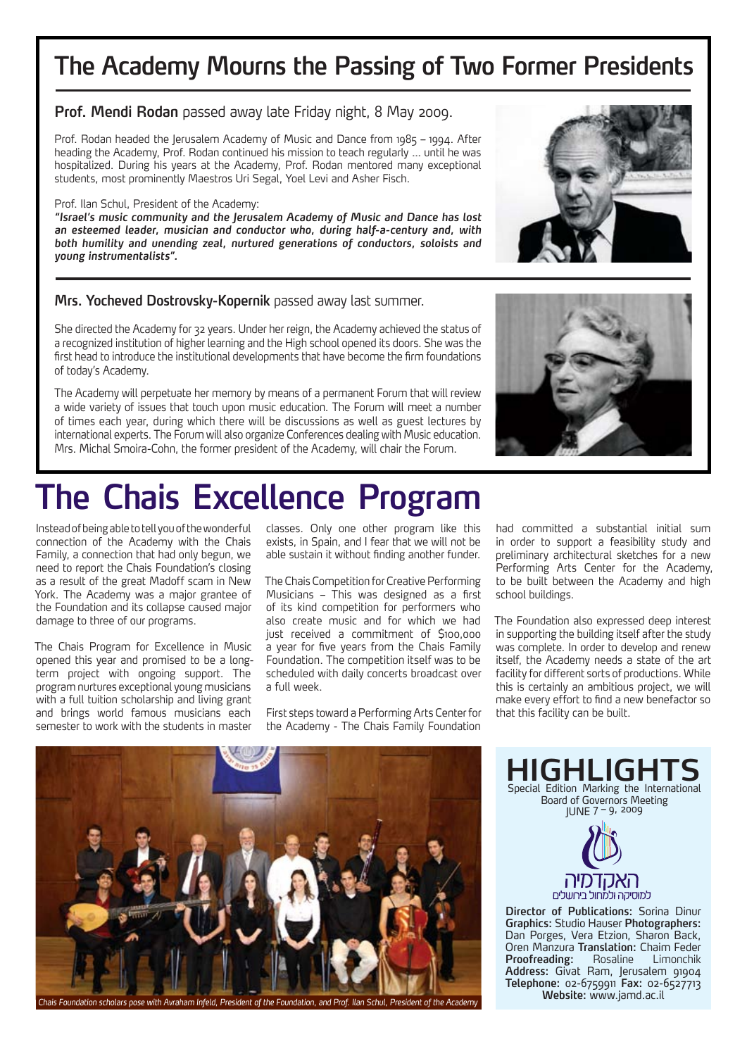# The Academy Mourns the Passing of Two Former Presidents

**Prof. Mendi Rodan** passed away late Friday night, 8 May 2009.

Prof. Rodan headed the Jerusalem Academy of Music and Dance from 1985 – 1994. After heading the Academy, Prof. Rodan continued his mission to teach regularly ... until he was hospitalized. During his years at the Academy, Prof. Rodan mentored many exceptional students, most prominently Maestros Uri Segal, Yoel Levi and Asher Fisch.

Prof. Ilan Schul, President of the Academy:

***"Israel's music community and the Jerusalem Academy of Music and Dance has lost an esteemed leader, musician and conductor who, during half-a-century and, with both humility and unending zeal, nurtured generations of conductors, soloists and young instrumentalists".***

**Mrs. Yocheved Dostrovsky-Kopernik** passed away last summer.

She directed the Academy for 32 years. Under her reign, the Academy achieved the status of a recognized institution of higher learning and the High school opened its doors. She was the first head to introduce the institutional developments that have become the firm foundations of today's Academy.

The Academy will perpetuate her memory by means of a permanent Forum that will review a wide variety of issues that touch upon music education. The Forum will meet a number of times each year, during which there will be discussions as well as guest lectures by international experts. The Forum will also organize Conferences dealing with Music education. Mrs. Michal Smoira-Cohn, the former president of the Academy, will chair the Forum.

# The Chais Excellence Program

Instead of being able to tell you of the wonderful connection of the Academy with the Chais Family, a connection that had only begun, we need to report the Chais Foundation's closing as a result of the great Madoff scam in New York. The Academy was a major grantee of the Foundation and its collapse caused major damage to three of our programs.

The Chais Program for Excellence in Music opened this year and promised to be a long-term project with ongoing support. The program nurtures exceptional young musicians with a full tuition scholarship and living grant and brings world famous musicians each semester to work with the students in master classes. Only one other program like this exists, in Spain, and I fear that we will not be able sustain it without finding another funder.

The Chais Competition for Creative Performing Musicians – This was designed as a first of its kind competition for performers who also create music and for which we had just received a commitment of $100,000 a year for five years from the Chais Family Foundation. The competition itself was to be scheduled with daily concerts broadcast over a full week.

First steps toward a Performing Arts Center for the Academy - The Chais Family Foundation had committed a substantial initial sum in order to support a feasibility study and preliminary architectural sketches for a new Performing Arts Center for the Academy, to be built between the Academy and high school buildings.

The Foundation also expressed deep interest in supporting the building itself after the study was complete. In order to develop and renew itself, the Academy needs a state of the art facility for different sorts of productions. While this is certainly an ambitious project, we will make every effort to find a new benefactor so that this facility can be built.

*Chais Foundation scholars pose with Avraham Infeld, President of the Foundation, and Prof. Ilan Schul, President of the Academy*

**HIGHLIGHTS**
Special Edition Marking the International Board of Governors Meeting
JUNE 7 – 9, 2009

האקדמיה
למוסיקה ולמחול בירושלים

**Director of Publications:** Sorina Dinur **Graphics:** Studio Hauser **Photographers:** Dan Porges, Vera Etzion, Sharon Back, Oren Manzura **Translation:** Chaim Feder **Proofreading:** Rosaline Limonchik **Address:** Givat Ram, Jerusalem 91904 **Telephone:** 02-6759911 **Fax:** 02-6527713 **Website:** www.jamd.ac.il